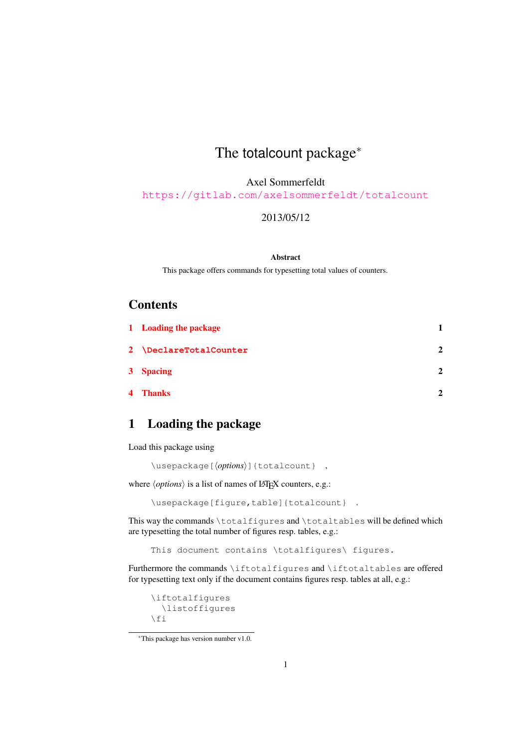# The totalcount package*

Axel Sommerfeldt

https://gitlab.com/axelsommerfeldt/totalcount

2013/05/12

**Abstract**

This package offers commands for typesetting total values of counters.

## Contents

1 Loading the package — 1

2 `\DeclareTotalCounter` — 2

3 Spacing — 2

4 Thanks — 2

## 1 Loading the package

Load this package using

```
\usepackage[⟨options⟩]{totalcount} ,
```

where ⟨*options*⟩ is a list of names of LaTeX counters, e.g.:

```
\usepackage[figure,table]{totalcount} .
```

This way the commands `\totalfigures` and `\totaltables` will be defined which are typesetting the total number of figures resp. tables, e.g.:

```
This document contains \totalfigures\ figures.
```

Furthermore the commands `\iftotalfigures` and `\iftotaltables` are offered for typesetting text only if the document contains figures resp. tables at all, e.g.:

```
\iftotalfigures
  \listoffigures
\fi
```

*This package has version number v1.0.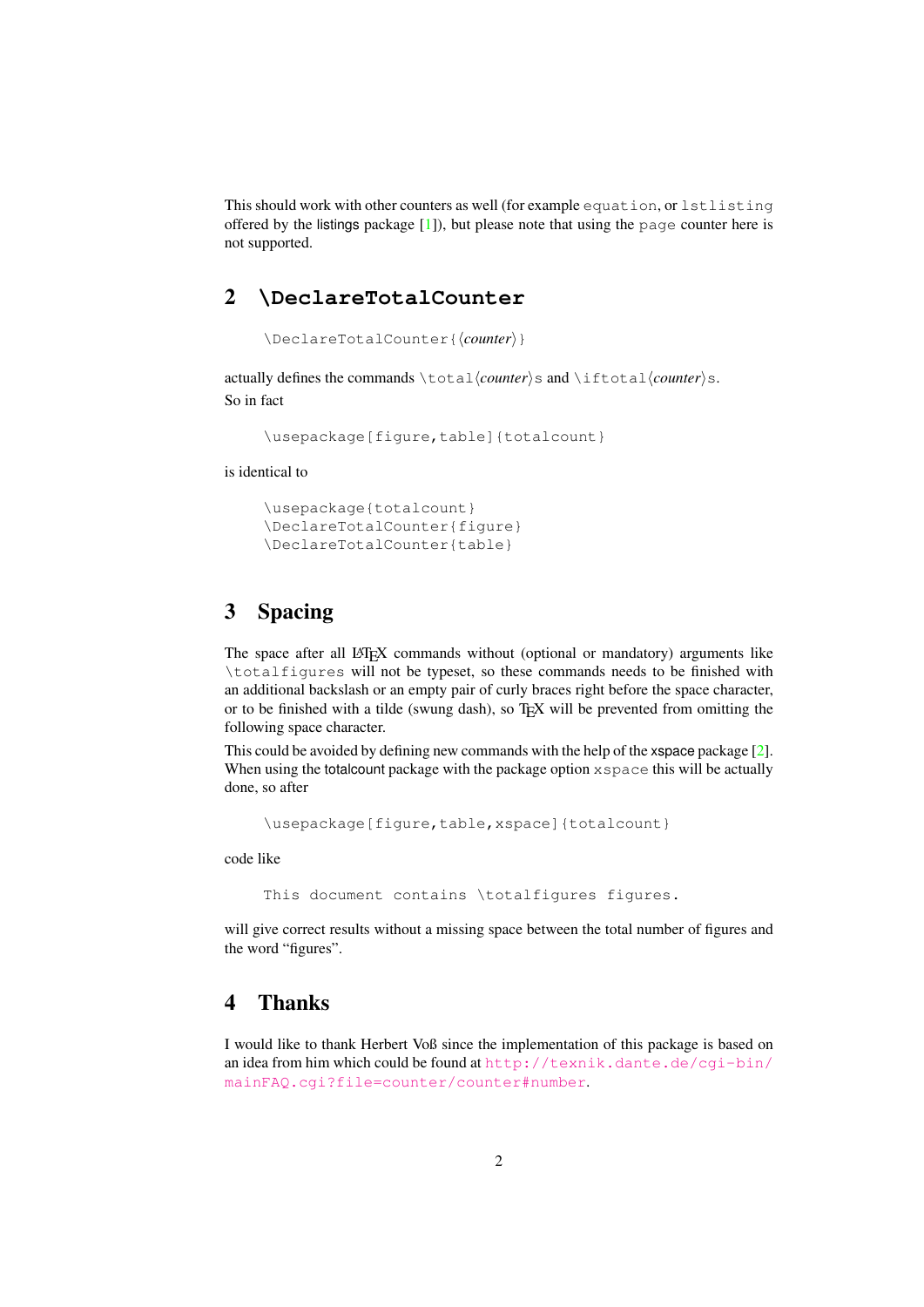This should work with other counters as well (for example `equation`, or `lstlisting` offered by the listings package [1]), but please note that using the `page` counter here is not supported.

## 2 `\DeclareTotalCounter`

```
\DeclareTotalCounter{⟨counter⟩}
```

actually defines the commands `\total⟨counter⟩s` and `\iftotal⟨counter⟩s`.

So in fact

```
\usepackage[figure,table]{totalcount}
```

is identical to

```
\usepackage{totalcount}
\DeclareTotalCounter{figure}
\DeclareTotalCounter{table}
```

## 3 Spacing

The space after all LaTeX commands without (optional or mandatory) arguments like `\totalfigures` will not be typeset, so these commands needs to be finished with an additional backslash or an empty pair of curly braces right before the space character, or to be finished with a tilde (swung dash), so TeX will be prevented from omitting the following space character.

This could be avoided by defining new commands with the help of the xspace package [2]. When using the totalcount package with the package option `xspace` this will be actually done, so after

```
\usepackage[figure,table,xspace]{totalcount}
```

code like

```
This document contains \totalfigures figures.
```

will give correct results without a missing space between the total number of figures and the word "figures".

## 4 Thanks

I would like to thank Herbert Voß since the implementation of this package is based on an idea from him which could be found at http://texnik.dante.de/cgi-bin/mainFAQ.cgi?file=counter/counter#number.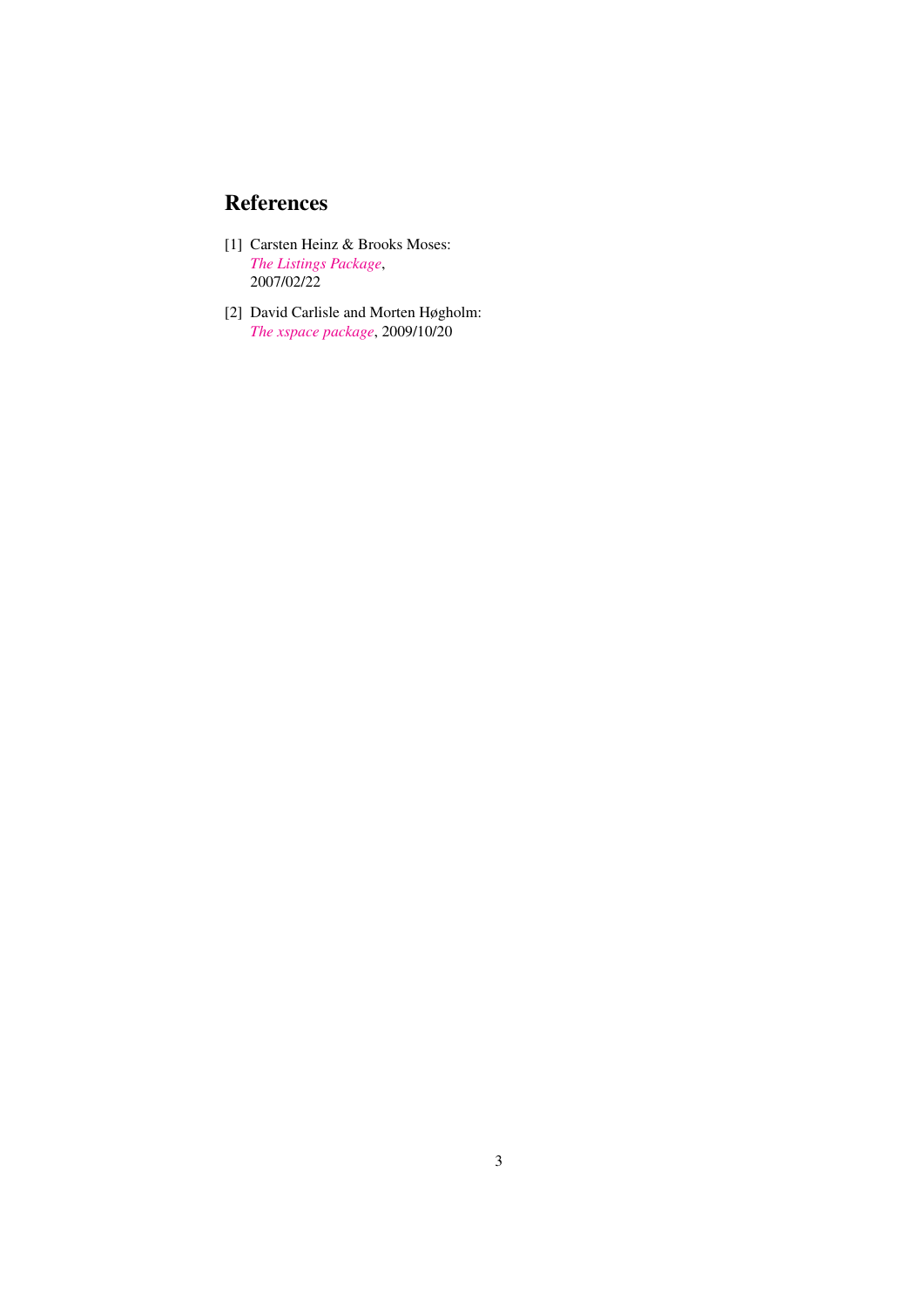# References

[1] Carsten Heinz & Brooks Moses:
*The Listings Package*,
2007/02/22

[2] David Carlisle and Morten Høgholm:
*The xspace package*, 2009/10/20